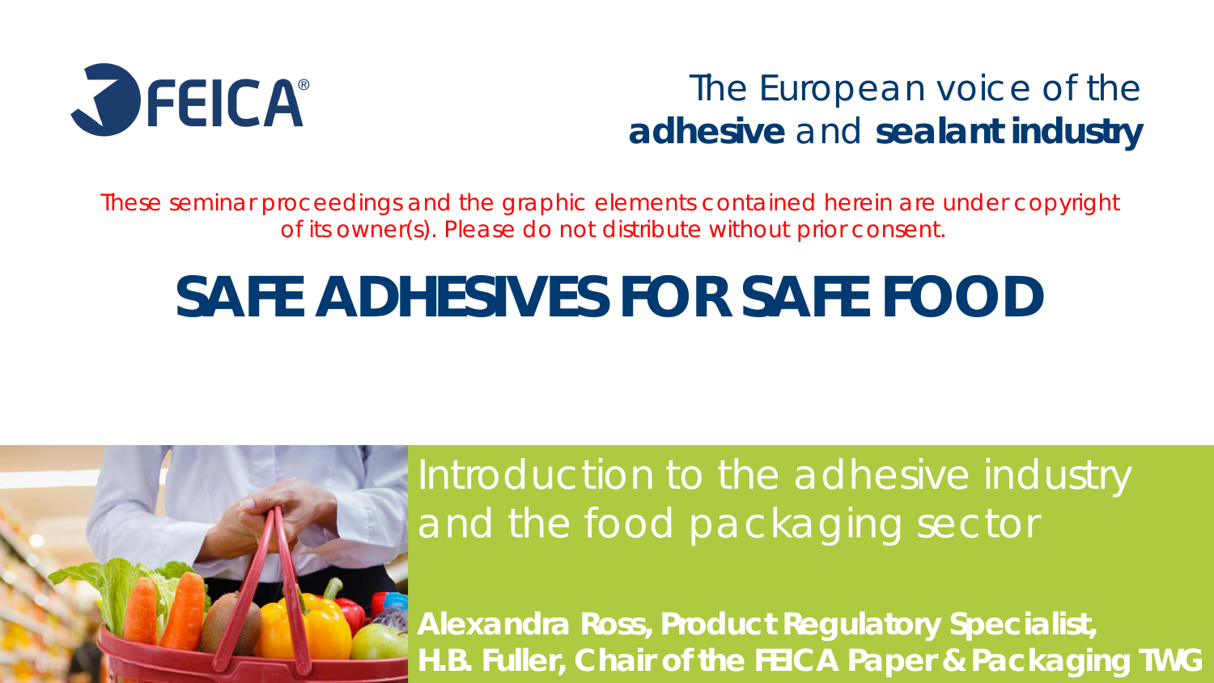FEICA®

The European voice of the **adhesive** and **sealant industry**

*These seminar proceedings and the graphic elements contained herein are under copyright of its owner(s). Please do not distribute without prior consent.*

# SAFE ADHESIVES FOR SAFE FOOD

## Introduction to the adhesive industry and the food packaging sector

**Alexandra Ross, Product Regulatory Specialist, H.B. Fuller, Chair of the FEICA Paper & Packaging TWG**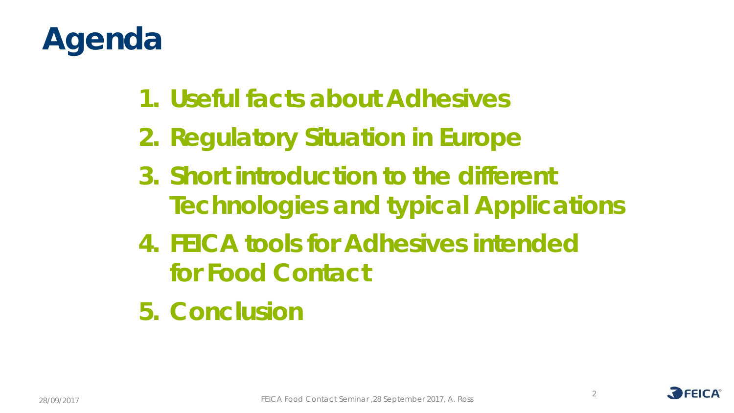# Agenda

1. Useful facts about Adhesives
2. Regulatory Situation in Europe
3. Short introduction to the different Technologies and typical Applications
4. FEICA tools for Adhesives intended for Food Contact
5. Conclusion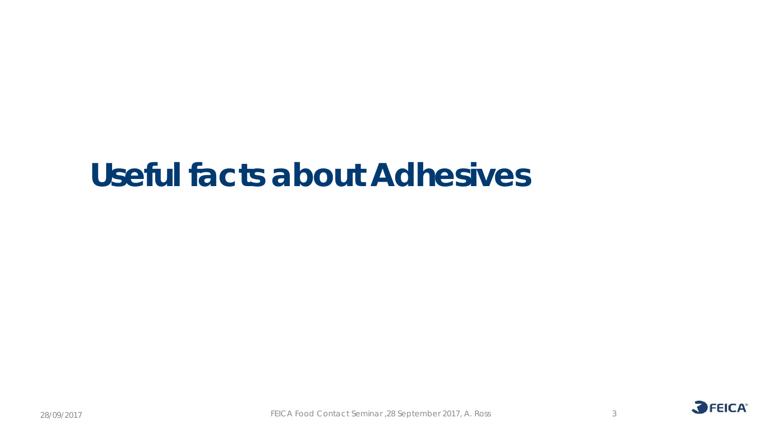# Useful facts about Adhesives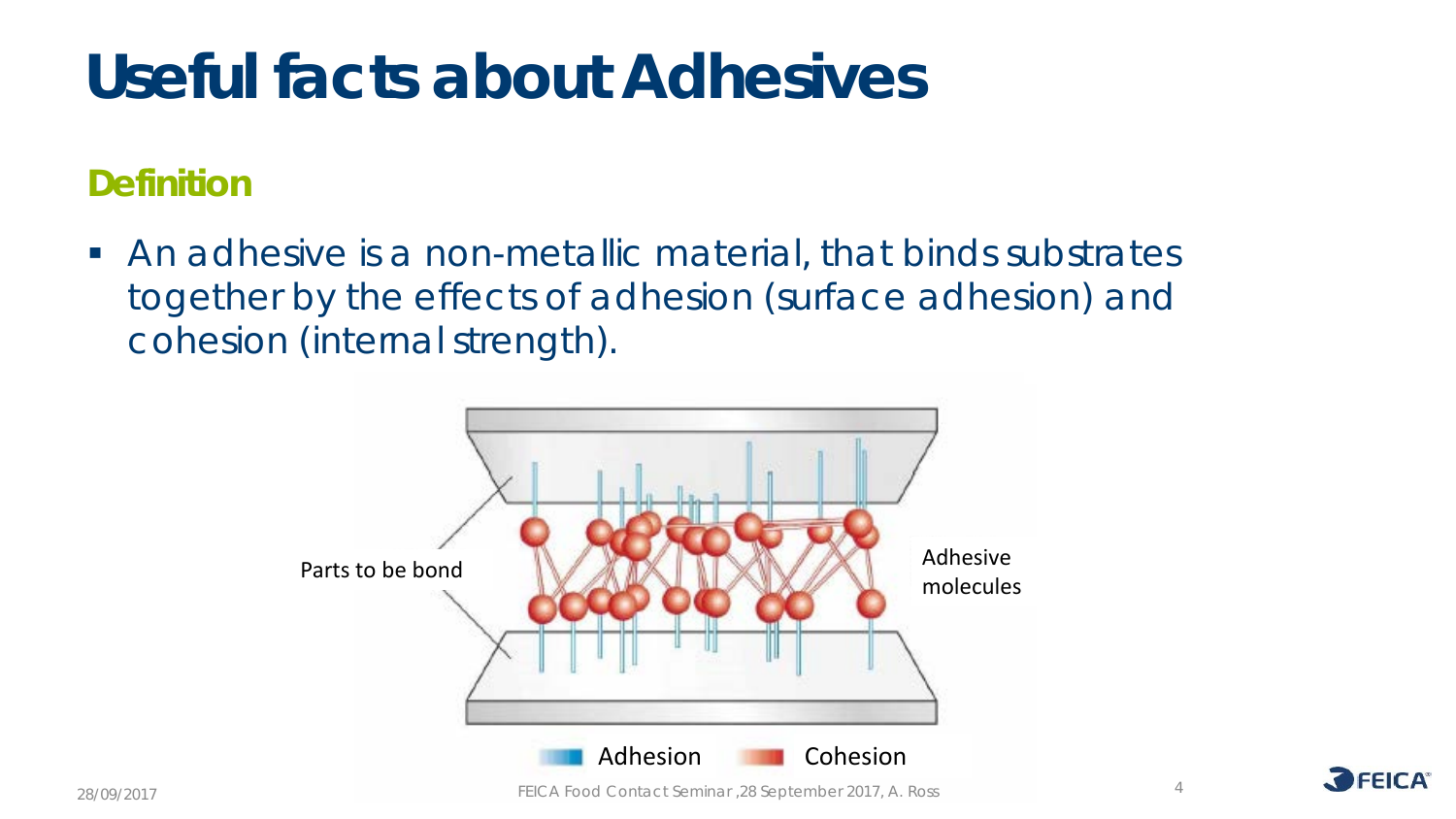# Useful facts about Adhesives

## Definition

- An adhesive is a non-metallic material, that binds substrates together by the effects of adhesion (surface adhesion) and cohesion (internal strength).

Parts to be bond

Adhesive molecules

Adhesion    Cohesion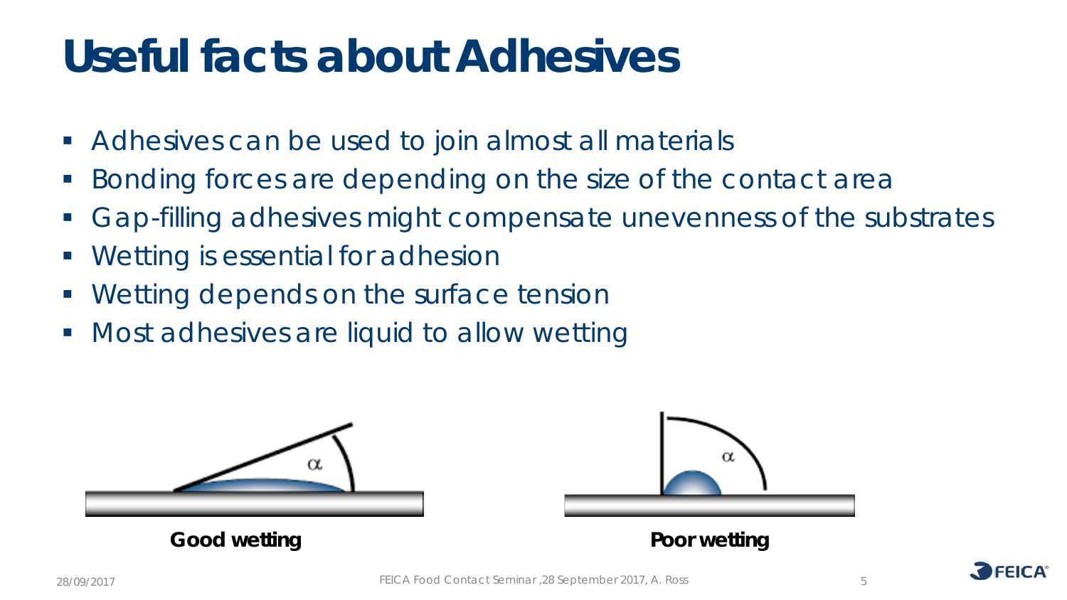# Useful facts about Adhesives

- Adhesives can be used to join almost all materials
- Bonding forces are depending on the size of the contact area
- Gap-filling adhesives might compensate unevenness of the substrates
- Wetting is essential for adhesion
- Wetting depends on the surface tension
- Most adhesives are liquid to allow wetting

**Good wetting**

**Poor wetting**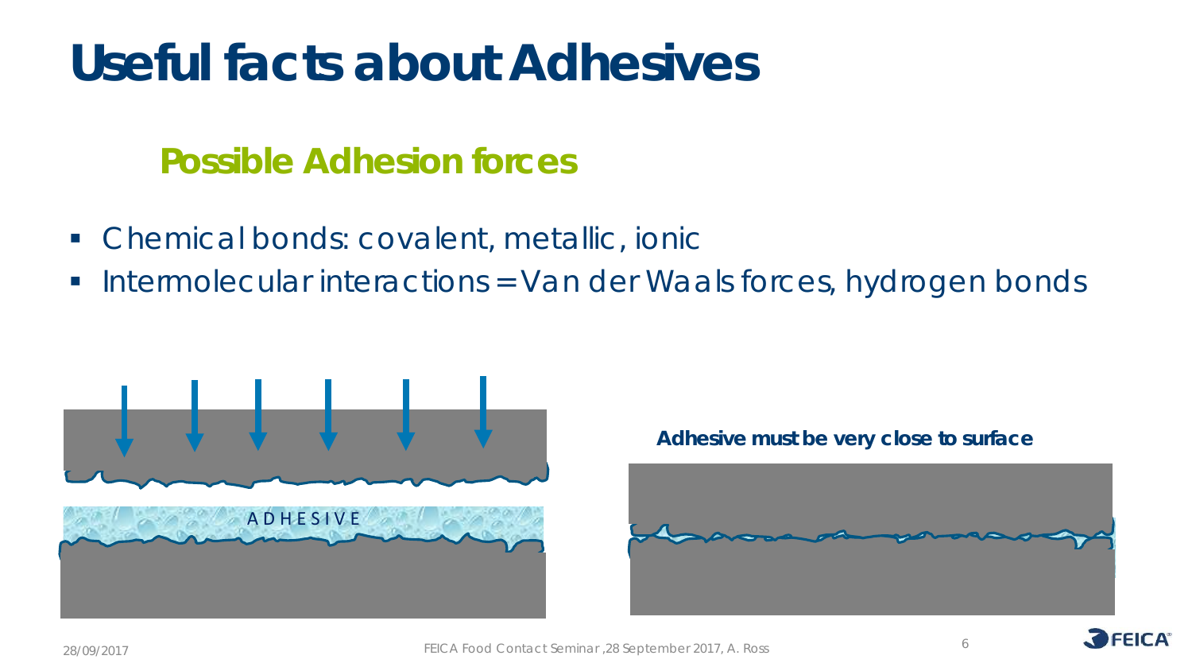# Useful facts about Adhesives

## Possible Adhesion forces

- Chemical bonds: covalent, metallic, ionic
- Intermolecular interactions = Van der Waals forces, hydrogen bonds

ADHESIVE

**Adhesive must be very close to surface**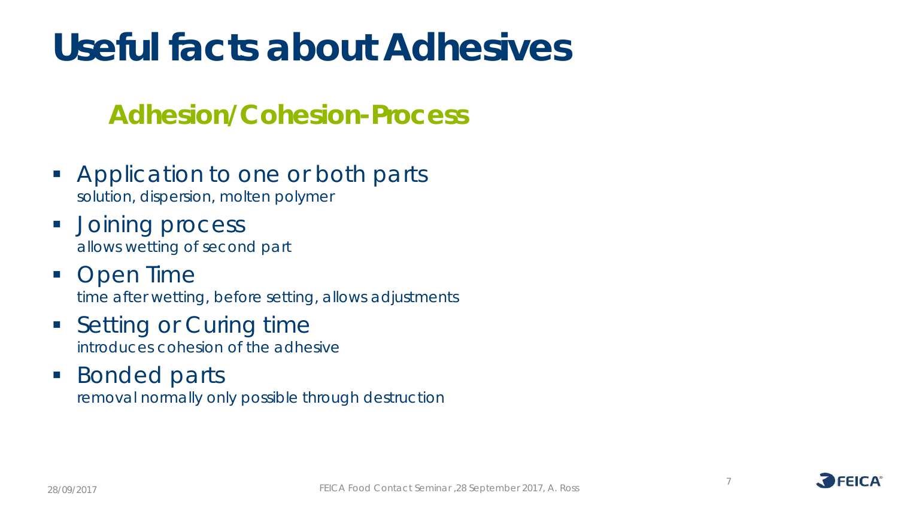# Useful facts about Adhesives

## Adhesion/Cohesion-Process

- Application to one or both parts
  solution, dispersion, molten polymer
- Joining process
  allows wetting of second part
- Open Time
  time after wetting, before setting, allows adjustments
- Setting or Curing time
  introduces cohesion of the adhesive
- Bonded parts
  removal normally only possible through destruction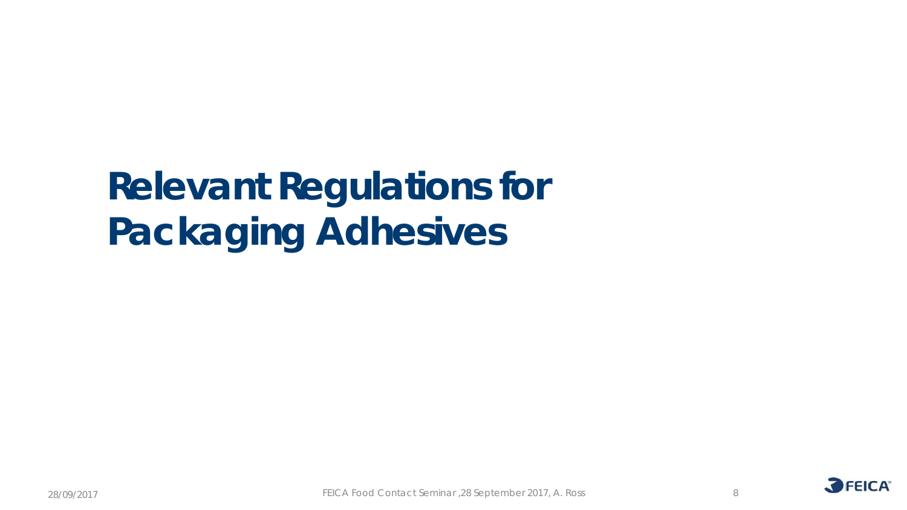# Relevant Regulations for Packaging Adhesives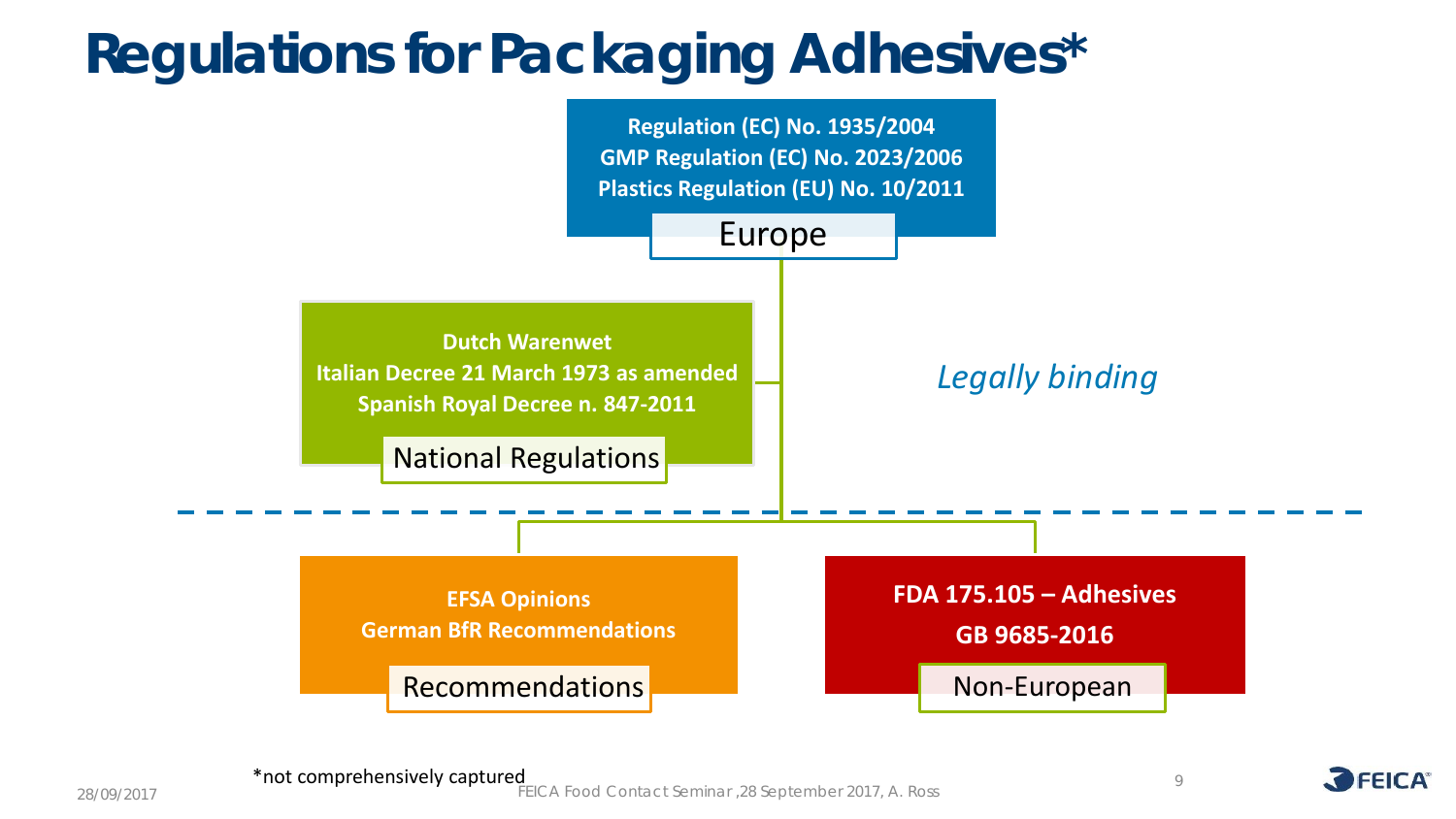# Regulations for Packaging Adhesives*

**Europe**

- **Regulation (EC) No. 1935/2004**
- **GMP Regulation (EC) No. 2023/2006**
- **Plastics Regulation (EU) No. 10/2011**

**National Regulations**

- **Dutch Warenwet**
- **Italian Decree 21 March 1973 as amended**
- **Spanish Royal Decree n. 847-2011**

*Legally binding*

**Recommendations**

- **EFSA Opinions**
- **German BfR Recommendations**

**Non-European**

- **FDA 175.105 – Adhesives**
- **GB 9685-2016**

*not comprehensively captured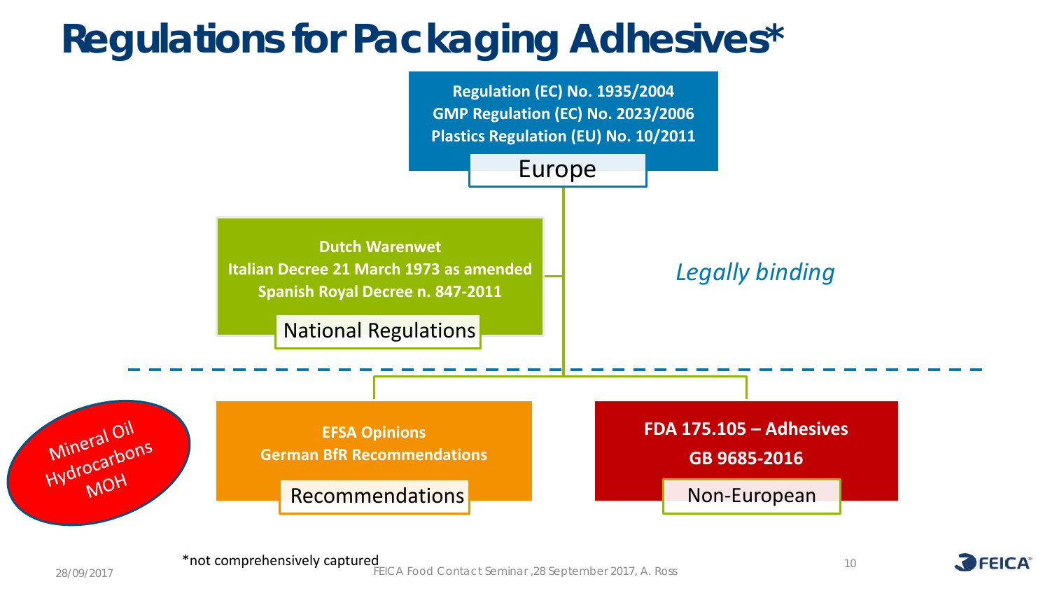# Regulations for Packaging Adhesives*

**Europe**

**Regulation (EC) No. 1935/2004**
**GMP Regulation (EC) No. 2023/2006**
**Plastics Regulation (EU) No. 10/2011**

**National Regulations**

**Dutch Warenwet**
**Italian Decree 21 March 1973 as amended**
**Spanish Royal Decree n. 847-2011**

*Legally binding*

**Recommendations**

**EFSA Opinions**
**German BfR Recommendations**

**Non-European**

**FDA 175.105 – Adhesives**
**GB 9685-2016**

Mineral Oil Hydrocarbons MOH

*not comprehensively captured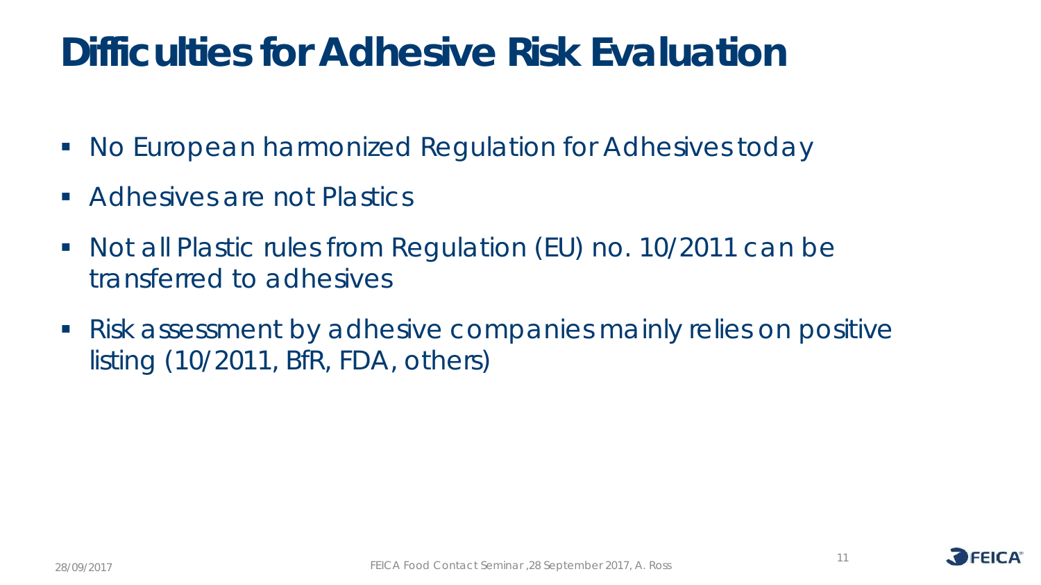# Difficulties for Adhesive Risk Evaluation

- No European harmonized Regulation for Adhesives today
- Adhesives are not Plastics
- Not all Plastic rules from Regulation (EU) no. 10/2011 can be transferred to adhesives
- Risk assessment by adhesive companies mainly relies on positive listing (10/2011, BfR, FDA, others)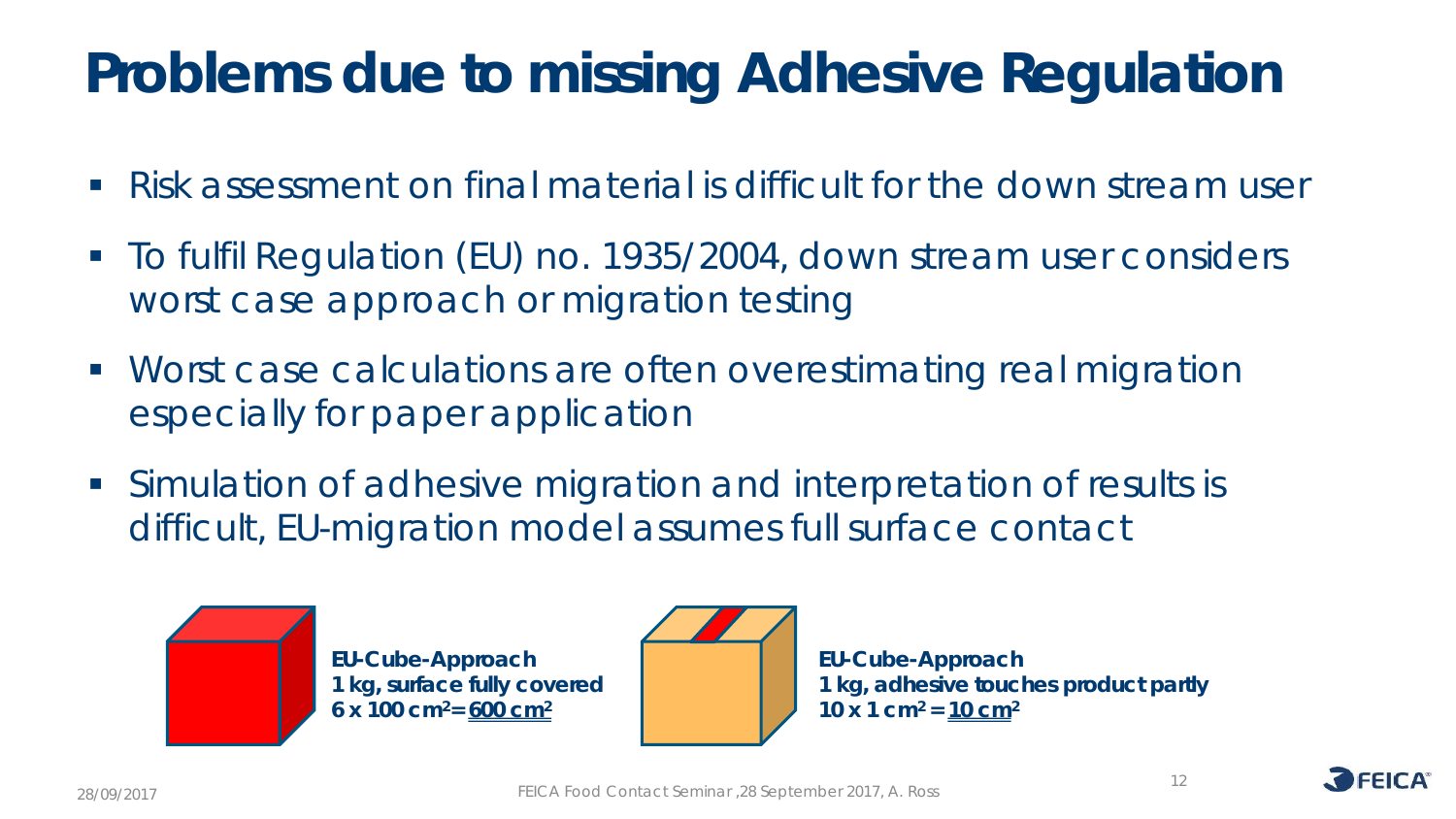# Problems due to missing Adhesive Regulation

- Risk assessment on final material is difficult for the down stream user
- To fulfil Regulation (EU) no. 1935/2004, down stream user considers worst case approach or migration testing
- Worst case calculations are often overestimating real migration especially for paper application
- Simulation of adhesive migration and interpretation of results is difficult, EU-migration model assumes full surface contact

**EU-Cube-Approach**
**1 kg, surface fully covered**
**6 x 100 cm² = 600 cm²**

**EU-Cube-Approach**
**1 kg, adhesive touches product partly**
**10 x 1 cm² = 10 cm²**

28/09/2017 FEICA Food Contact Seminar, 28 September 2017, A. Ross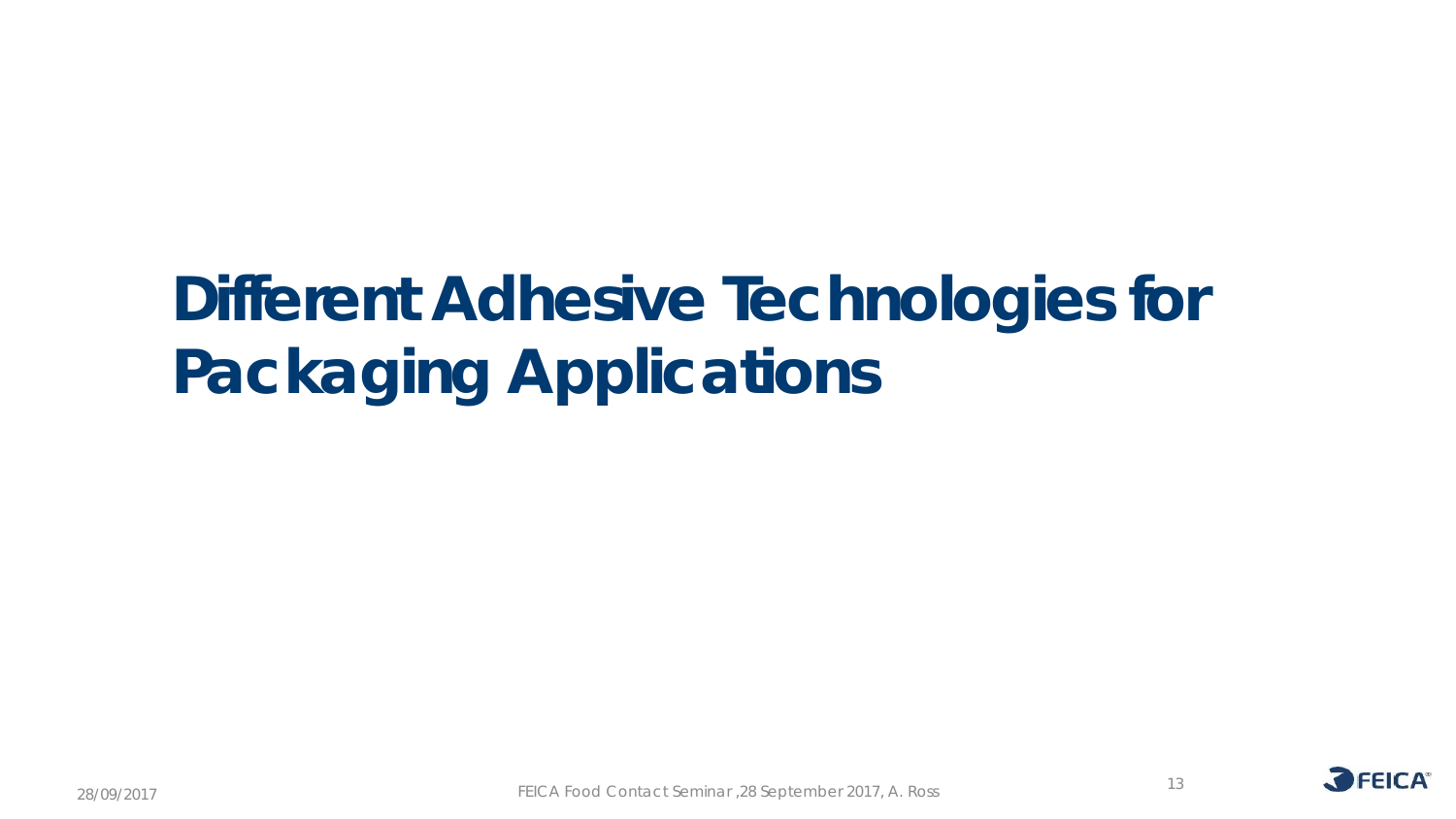# Different Adhesive Technologies for Packaging Applications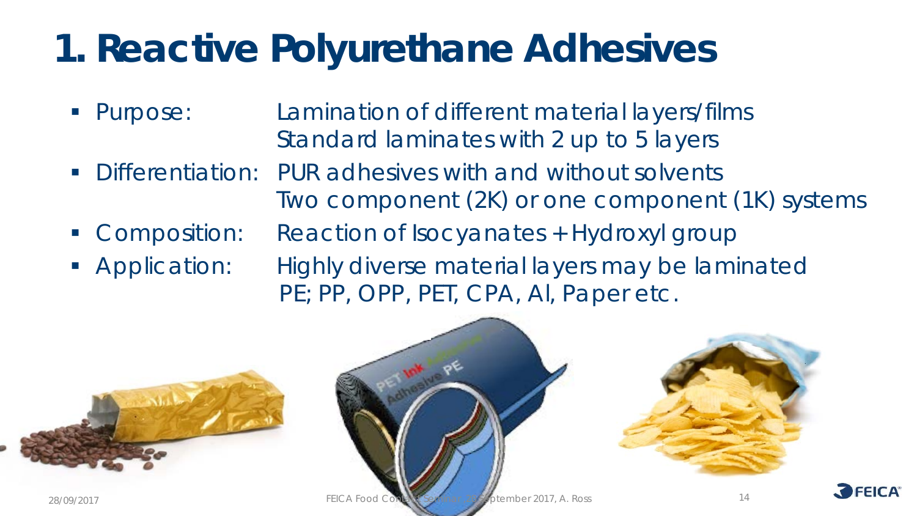# 1. Reactive Polyurethane Adhesives

- Purpose: Lamination of different material layers/films
  Standard laminates with 2 up to 5 layers
- Differentiation: PUR adhesives with and without solvents
  Two component (2K) or one component (1K) systems
- Composition: Reaction of Isocyanates + Hydroxyl group
- Application: Highly diverse material layers may be laminated
  PE; PP, OPP, PET, CPA, Al, Paper etc.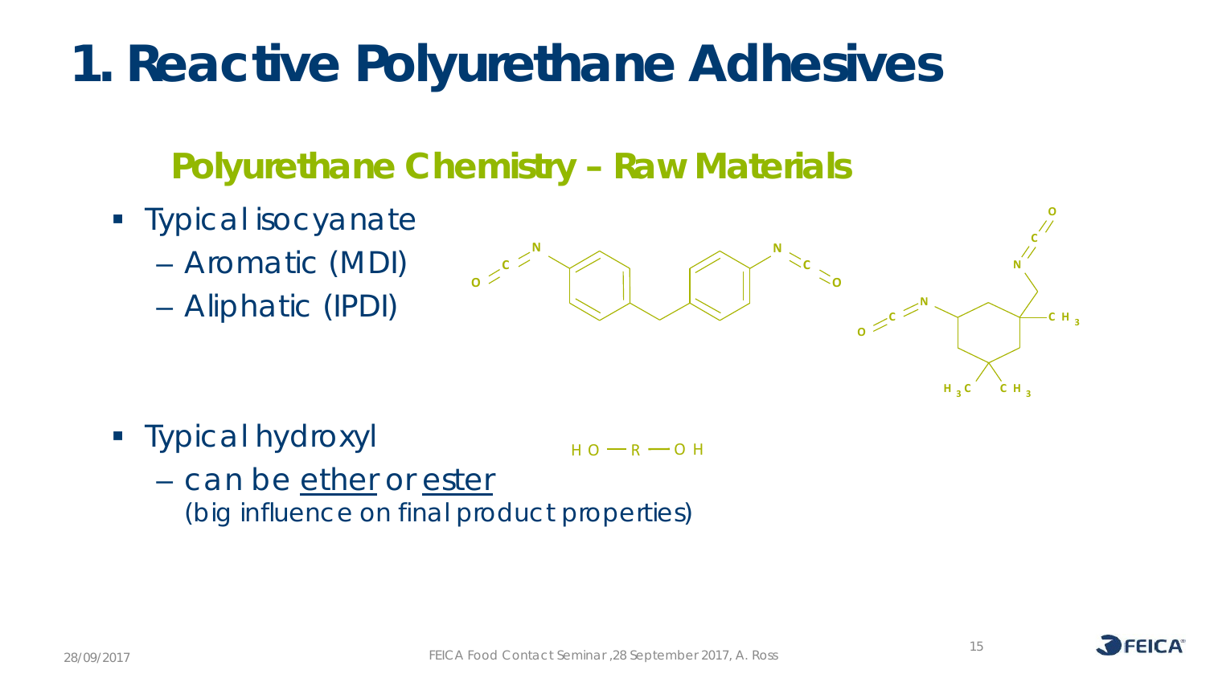# 1. Reactive Polyurethane Adhesives

## Polyurethane Chemistry – Raw Materials

- Typical isocyanate
  - Aromatic (MDI)
  - Aliphatic (IPDI)

- Typical hydroxyl
  - can be <u>ether</u> or <u>ester</u>
    (big influence on final product properties)

HO — R — OH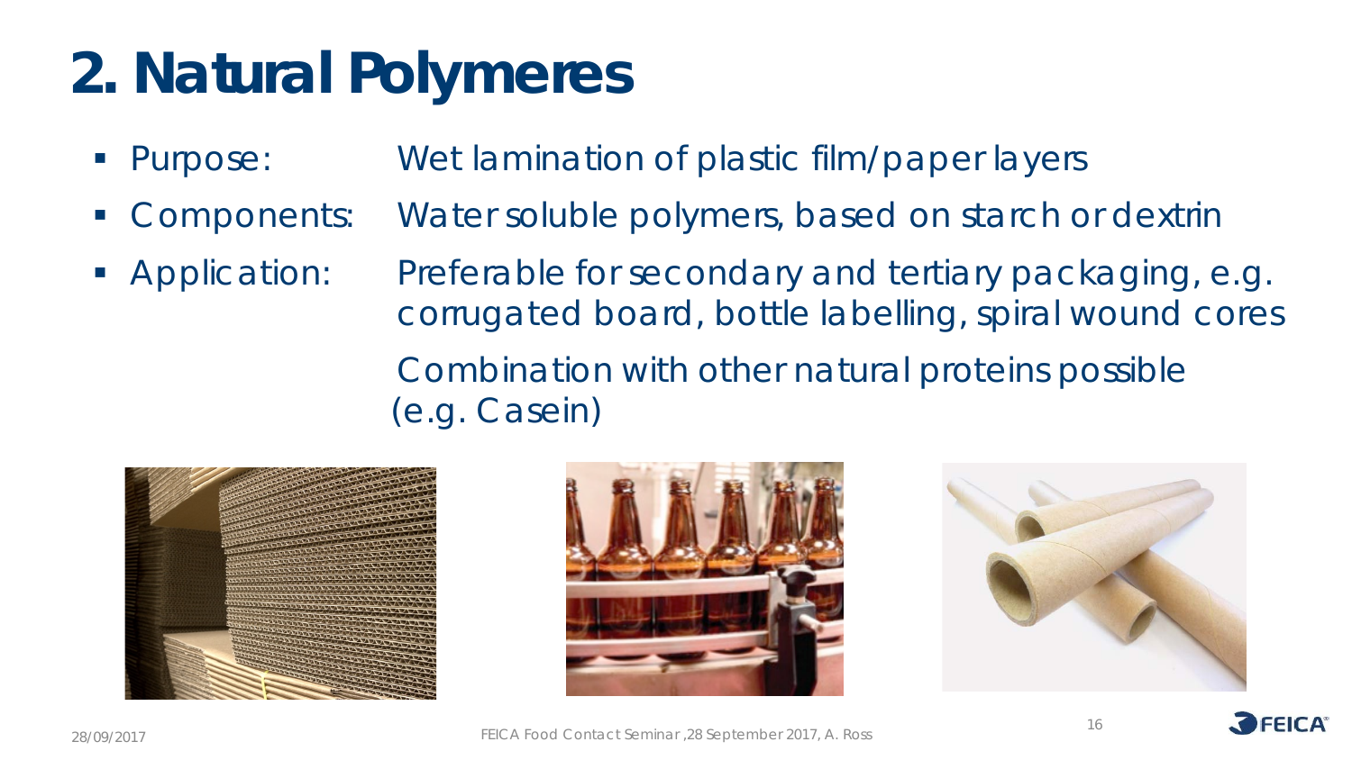# 2. Natural Polymeres

- Purpose: Wet lamination of plastic film/paper layers
- Components: Water soluble polymers, based on starch or dextrin
- Application: Preferable for secondary and tertiary packaging, e.g. corrugated board, bottle labelling, spiral wound cores

  Combination with other natural proteins possible (e.g. Casein)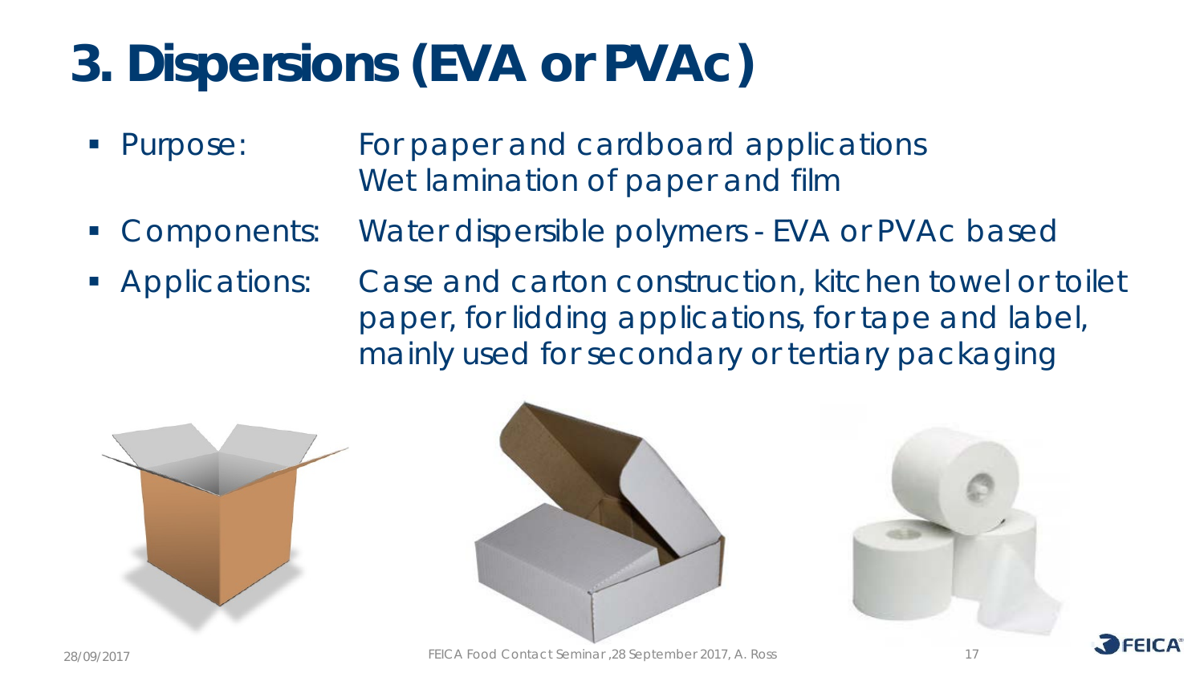# 3. Dispersions (EVA or PVAc)

- Purpose: For paper and cardboard applications
  Wet lamination of paper and film
- Components: Water dispersible polymers - EVA or PVAc based
- Applications: Case and carton construction, kitchen towel or toilet paper, for lidding applications, for tape and label, mainly used for secondary or tertiary packaging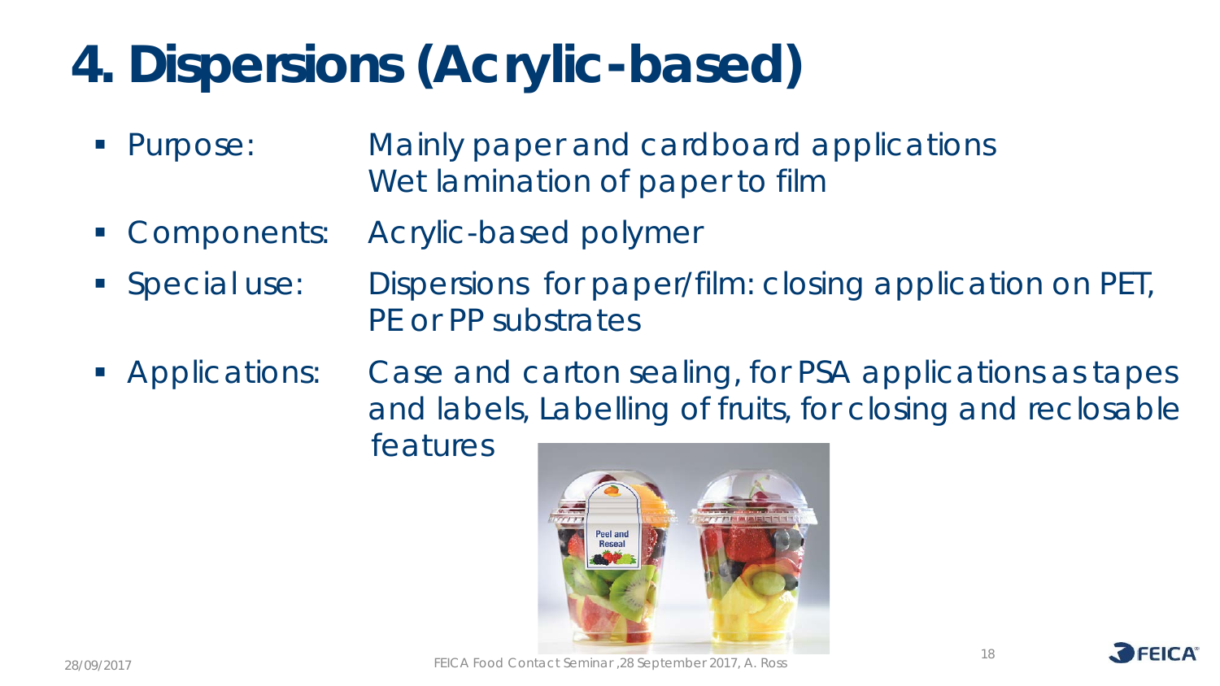# 4. Dispersions (Acrylic-based)

- Purpose: Mainly paper and cardboard applications
  Wet lamination of paper to film
- Components: Acrylic-based polymer
- Special use: Dispersions for paper/film: closing application on PET, PE or PP substrates
- Applications: Case and carton sealing, for PSA applications as tapes and labels, Labelling of fruits, for closing and reclosable features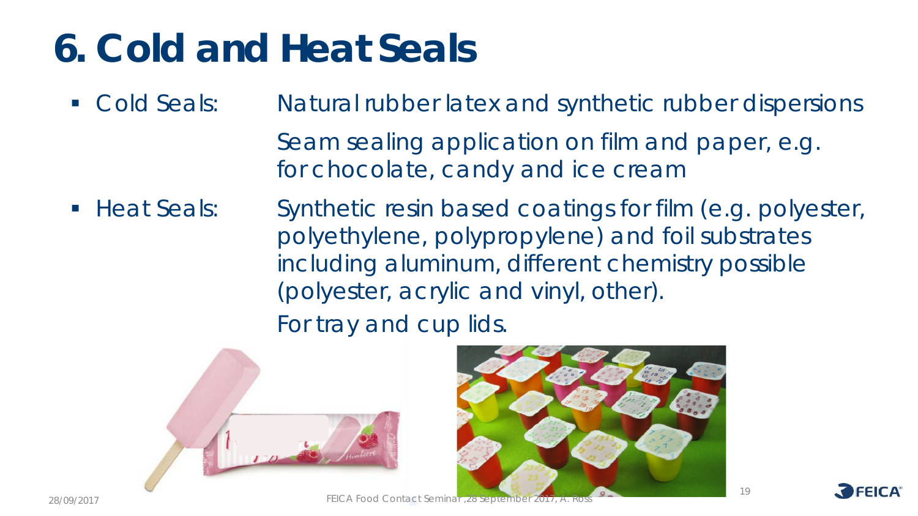# 6. Cold and Heat Seals

- Cold Seals: Natural rubber latex and synthetic rubber dispersions

  Seam sealing application on film and paper, e.g. for chocolate, candy and ice cream

- Heat Seals: Synthetic resin based coatings for film (e.g. polyester, polyethylene, polypropylene) and foil substrates including aluminum, different chemistry possible (polyester, acrylic and vinyl, other).

  For tray and cup lids.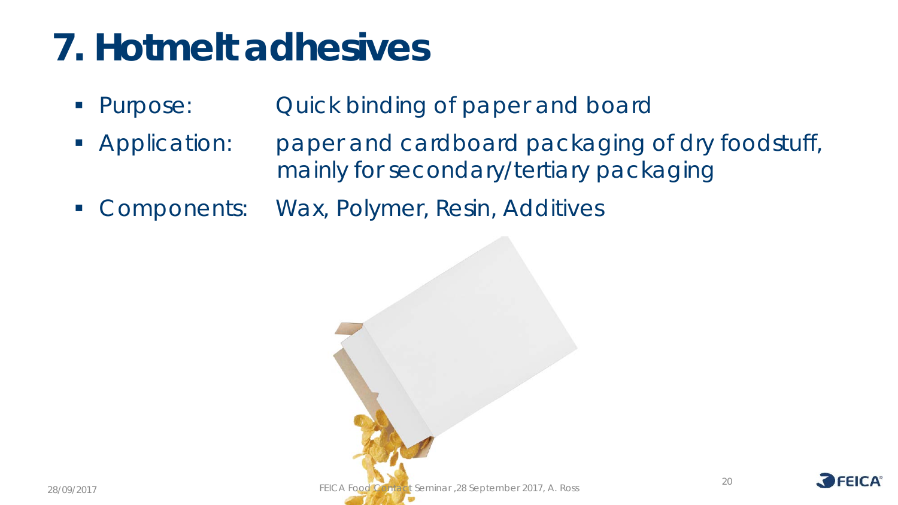# 7. Hotmelt adhesives

- Purpose: Quick binding of paper and board
- Application: paper and cardboard packaging of dry foodstuff, mainly for secondary/tertiary packaging
- Components: Wax, Polymer, Resin, Additives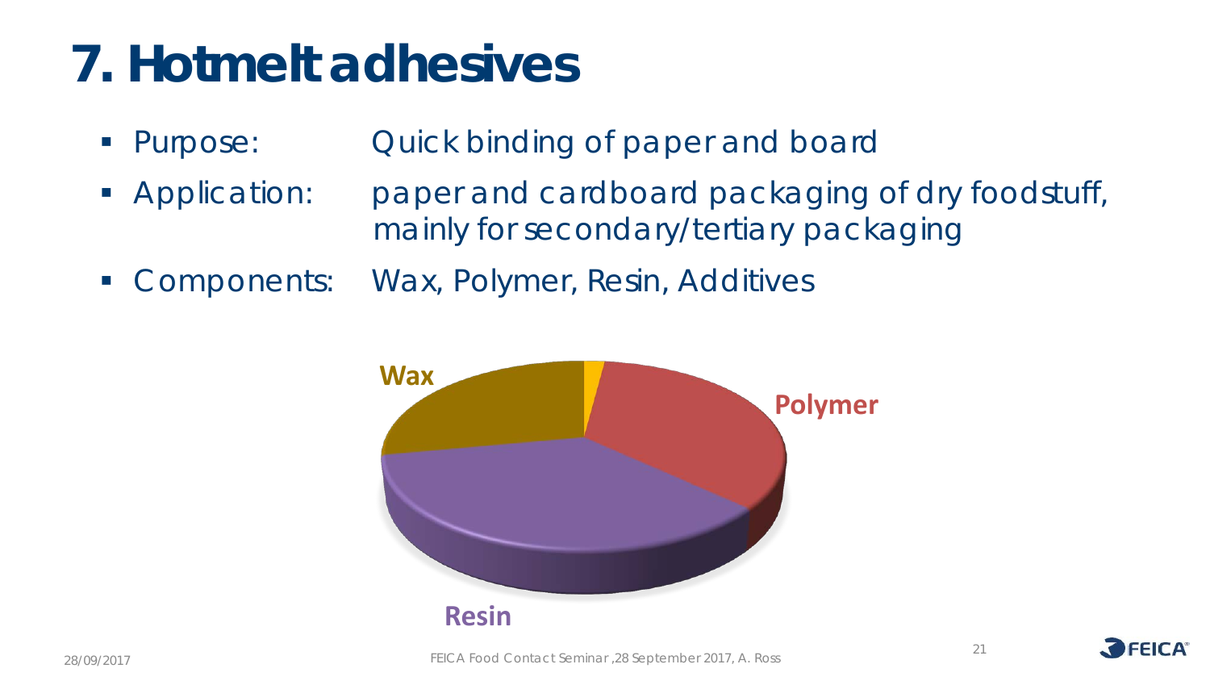# 7. Hotmelt adhesives

- Purpose: Quick binding of paper and board
- Application: paper and cardboard packaging of dry foodstuff, mainly for secondary/tertiary packaging
- Components: Wax, Polymer, Resin, Additives

Wax

Polymer

Resin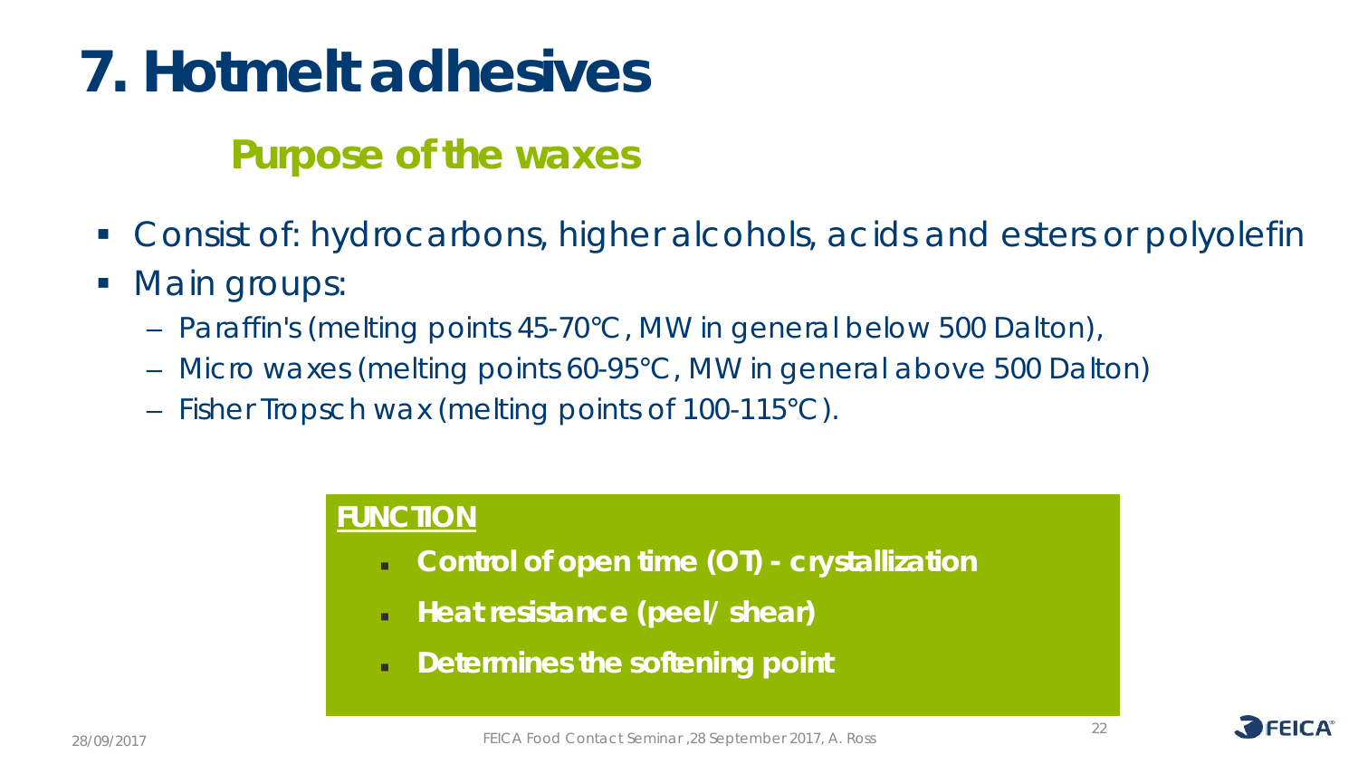# 7. Hotmelt adhesives

## Purpose of the waxes

- Consist of: hydrocarbons, higher alcohols, acids and esters or polyolefin
- Main groups:
  - Paraffin's (melting points 45-70°C, MW in general below 500 Dalton),
  - Micro waxes (melting points 60-95°C, MW in general above 500 Dalton)
  - Fisher Tropsch wax (melting points of 100-115°C).

**FUNCTION**

- **Control of open time (OT) - crystallization**
- **Heat resistance (peel/ shear)**
- **Determines the softening point**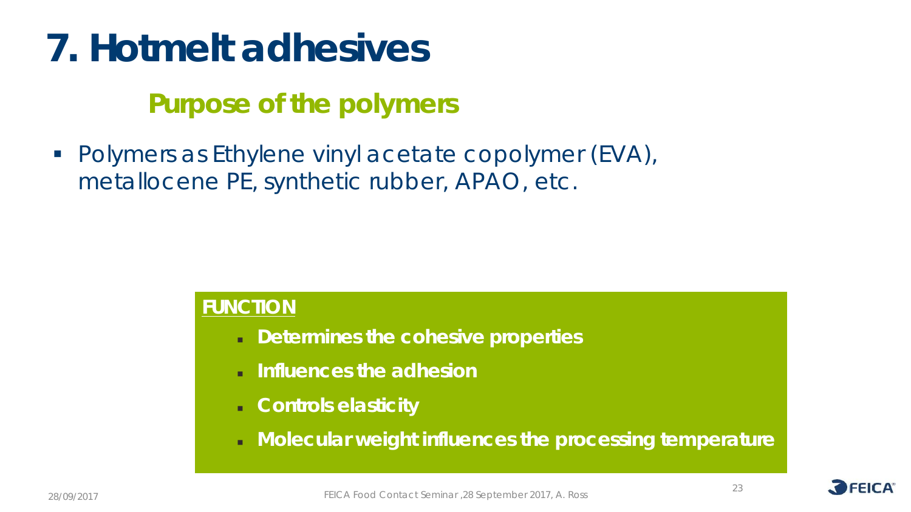# 7. Hotmelt adhesives

## Purpose of the polymers

- Polymers as Ethylene vinyl acetate copolymer (EVA), metallocene PE, synthetic rubber, APAO, etc.

**FUNCTION**

- **Determines the cohesive properties**
- **Influences the adhesion**
- **Controls elasticity**
- **Molecular weight influences the processing temperature**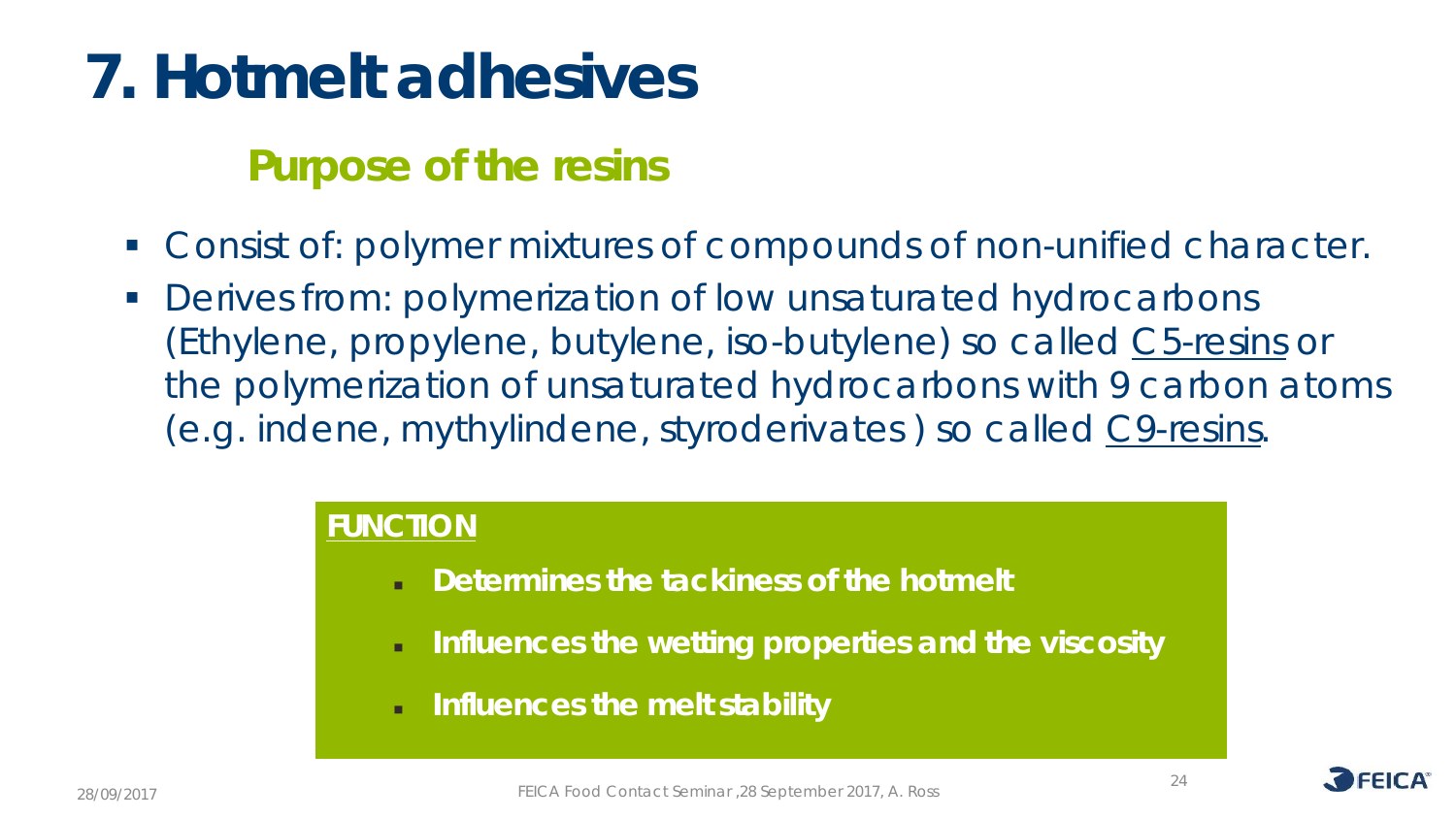# 7. Hotmelt adhesives

## Purpose of the resins

- Consist of: polymer mixtures of compounds of non-unified character.
- Derives from: polymerization of low unsaturated hydrocarbons (Ethylene, propylene, butylene, iso-butylene) so called C5-resins or the polymerization of unsaturated hydrocarbons with 9 carbon atoms (e.g. indene, mythylindene, styroderivates ) so called C9-resins.

**FUNCTION**

- **Determines the tackiness of the hotmelt**
- **Influences the wetting properties and the viscosity**
- **Influences the melt stability**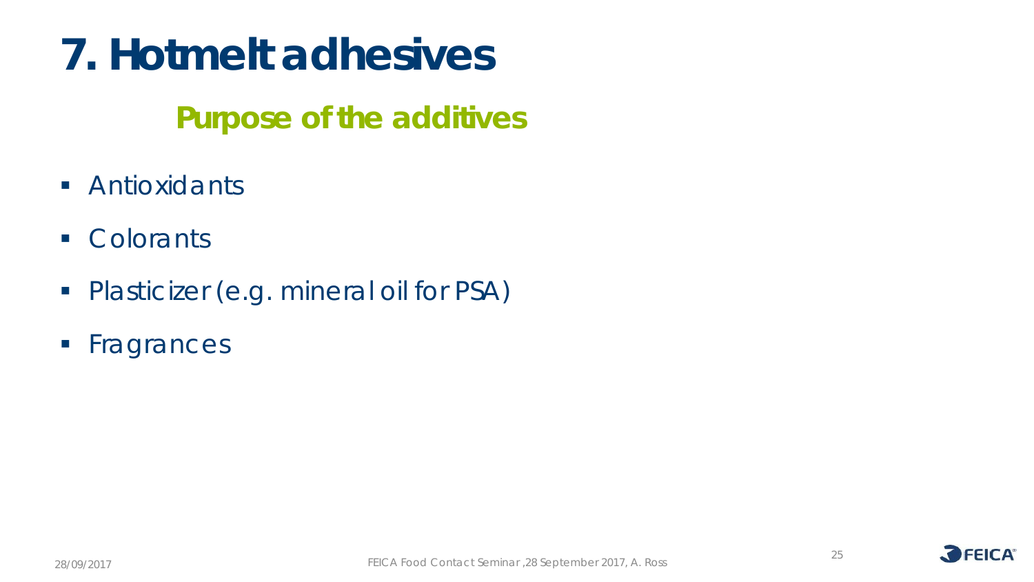# 7. Hotmelt adhesives

## Purpose of the additives

- Antioxidants
- Colorants
- Plasticizer (e.g. mineral oil for PSA)
- Fragrances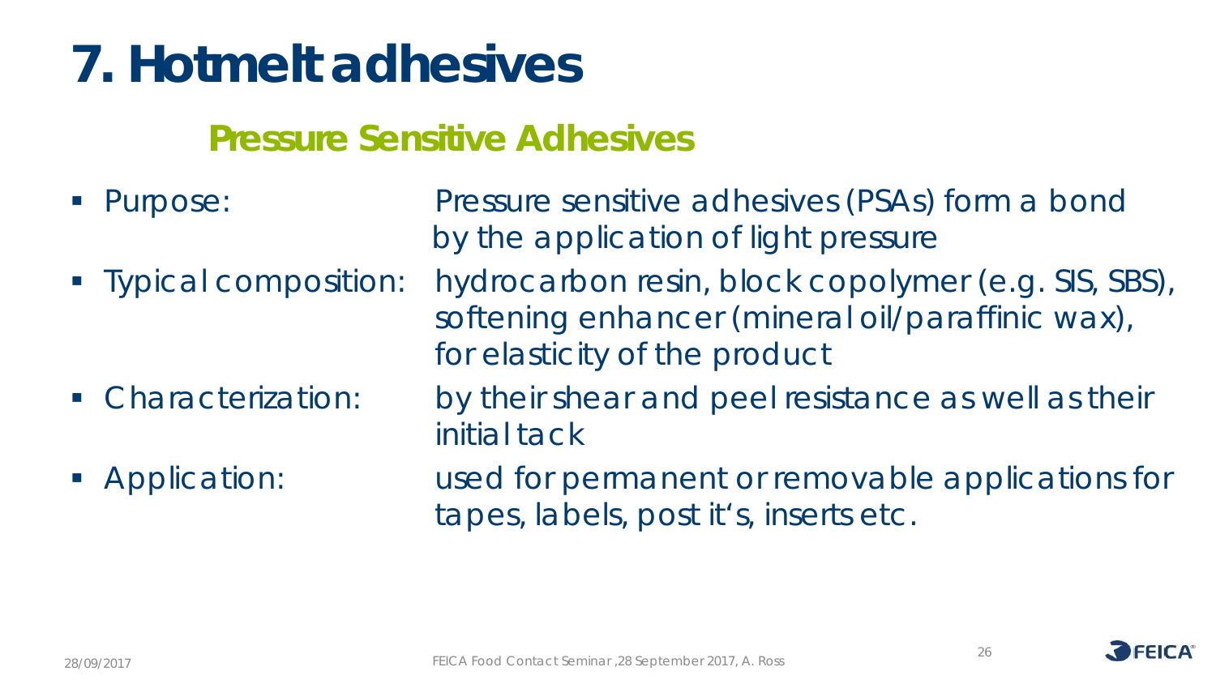# 7. Hotmelt adhesives

## Pressure Sensitive Adhesives

- Purpose: Pressure sensitive adhesives (PSAs) form a bond by the application of light pressure
- Typical composition: hydrocarbon resin, block copolymer (e.g. SIS, SBS), softening enhancer (mineral oil/paraffinic wax), for elasticity of the product
- Characterization: by their shear and peel resistance as well as their initial tack
- Application: used for permanent or removable applications for tapes, labels, post it's, inserts etc.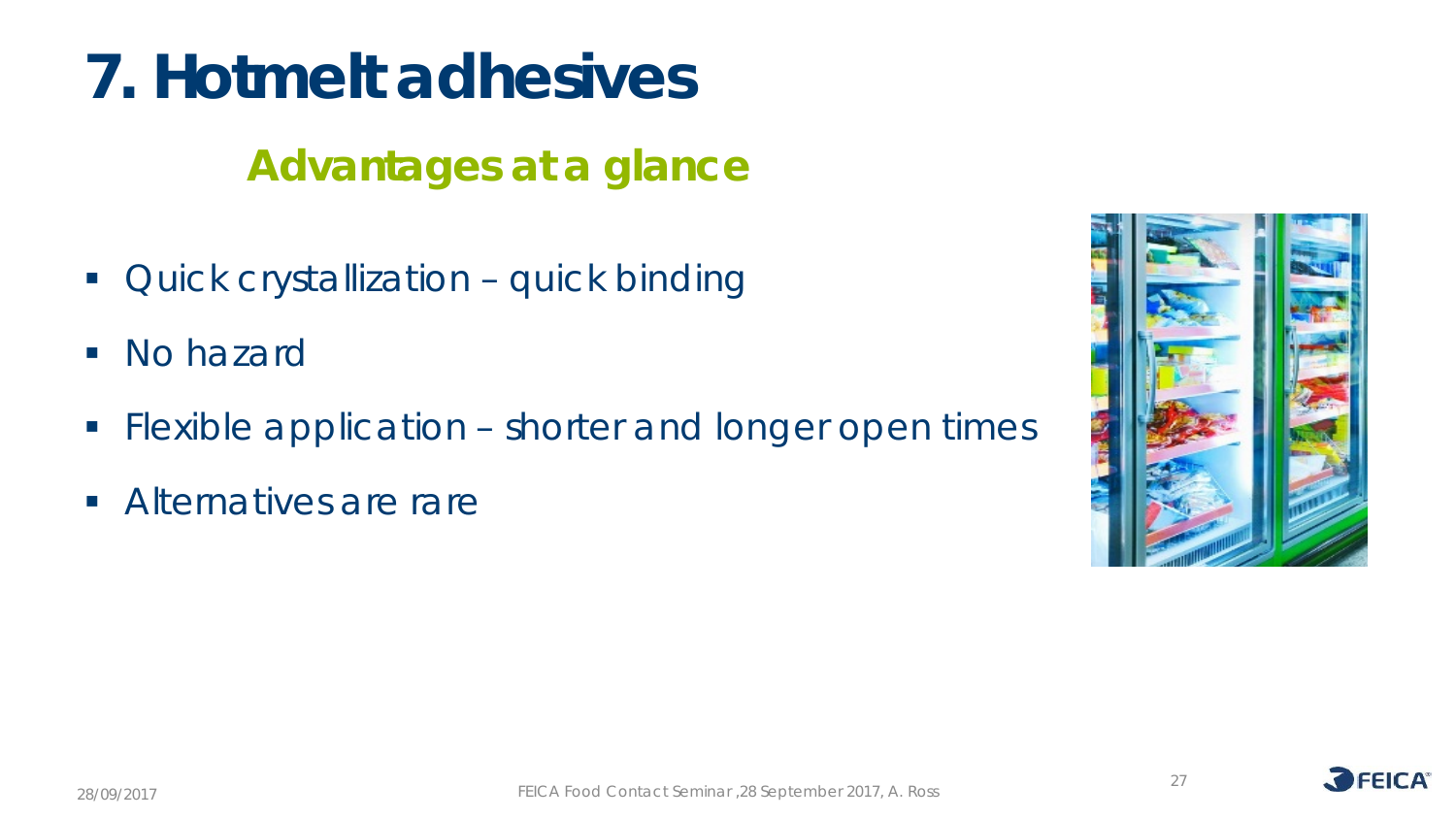# 7. Hotmelt adhesives

## Advantages at a glance

- Quick crystallization – quick binding
- No hazard
- Flexible application – shorter and longer open times
- Alternatives are rare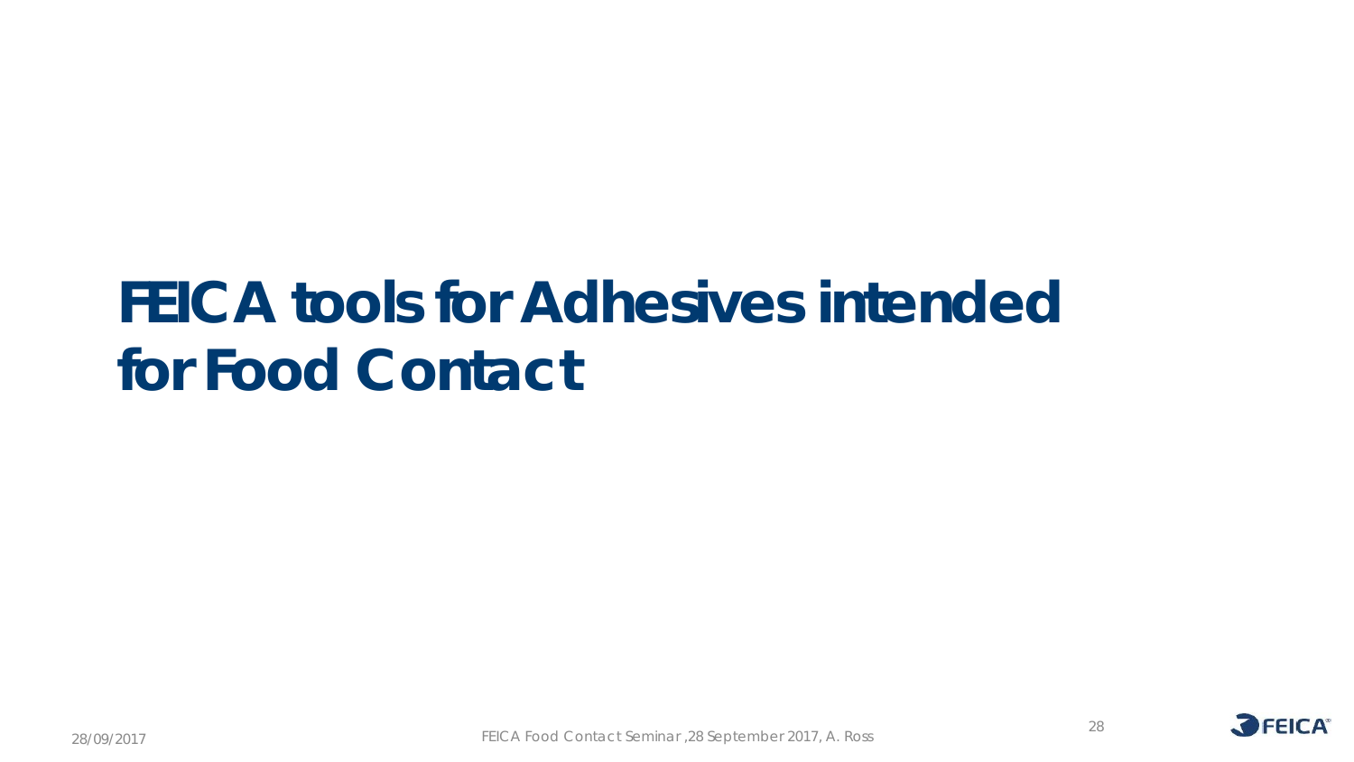# FEICA tools for Adhesives intended for Food Contact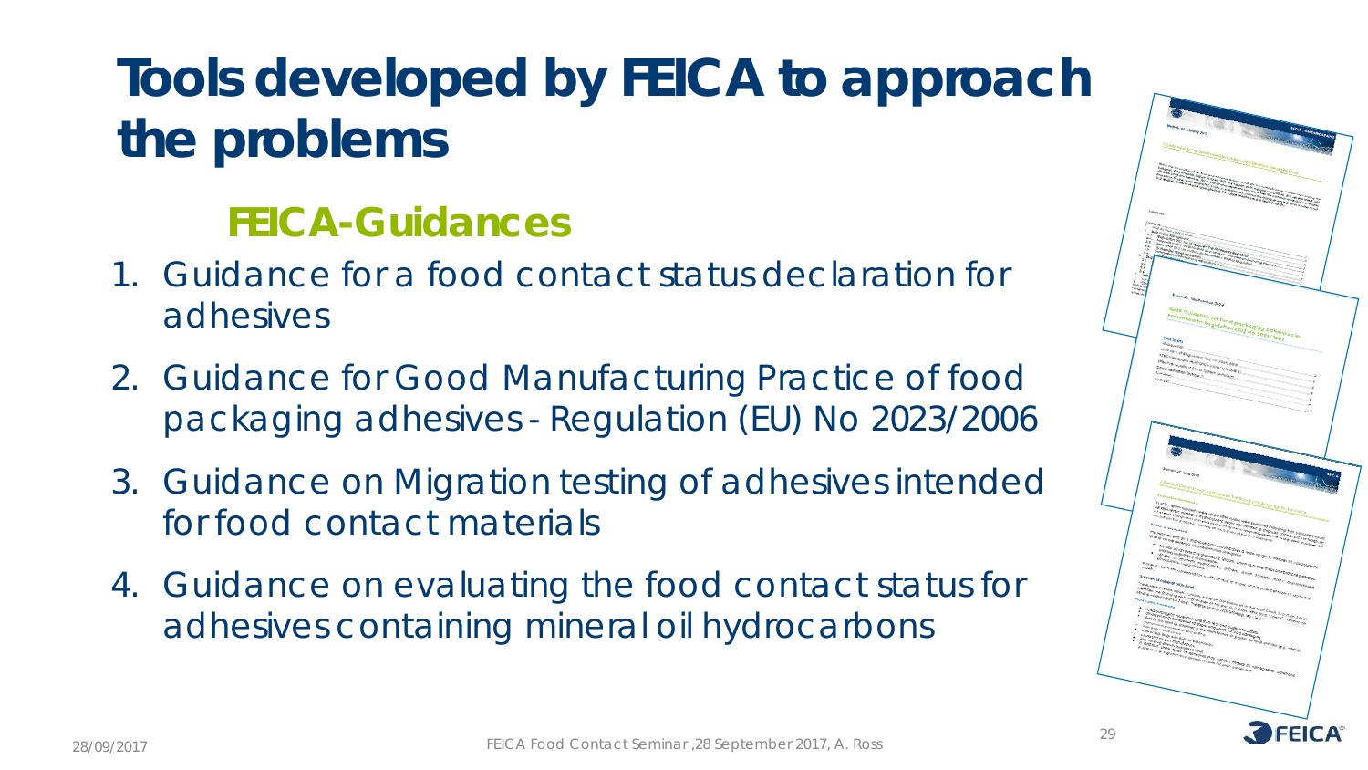# Tools developed by FEICA to approach the problems

## FEICA-Guidances

1. Guidance for a food contact status declaration for adhesives
2. Guidance for Good Manufacturing Practice of food packaging adhesives - Regulation (EU) No 2023/2006
3. Guidance on Migration testing of adhesives intended for food contact materials
4. Guidance on evaluating the food contact status for adhesives containing mineral oil hydrocarbons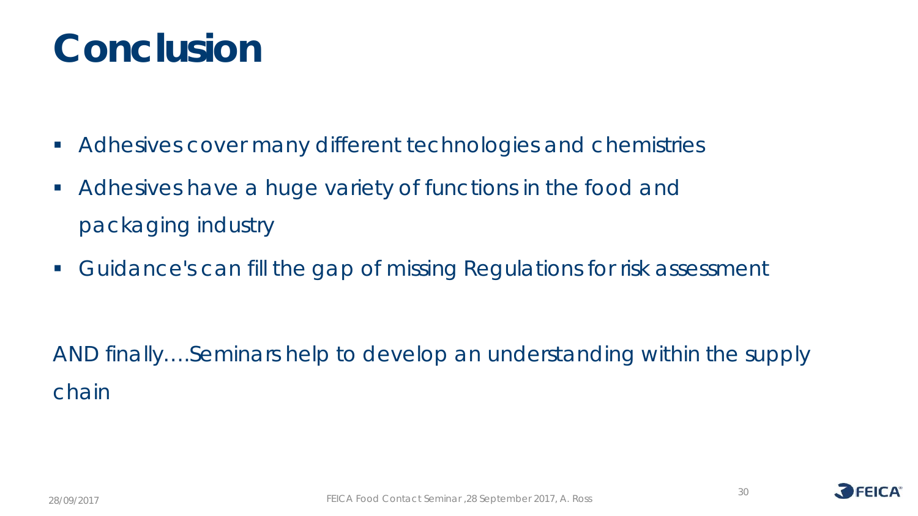# Conclusion

- Adhesives cover many different technologies and chemistries
- Adhesives have a huge variety of functions in the food and packaging industry
- Guidance's can fill the gap of missing Regulations for risk assessment

AND finally….Seminars help to develop an understanding within the supply chain